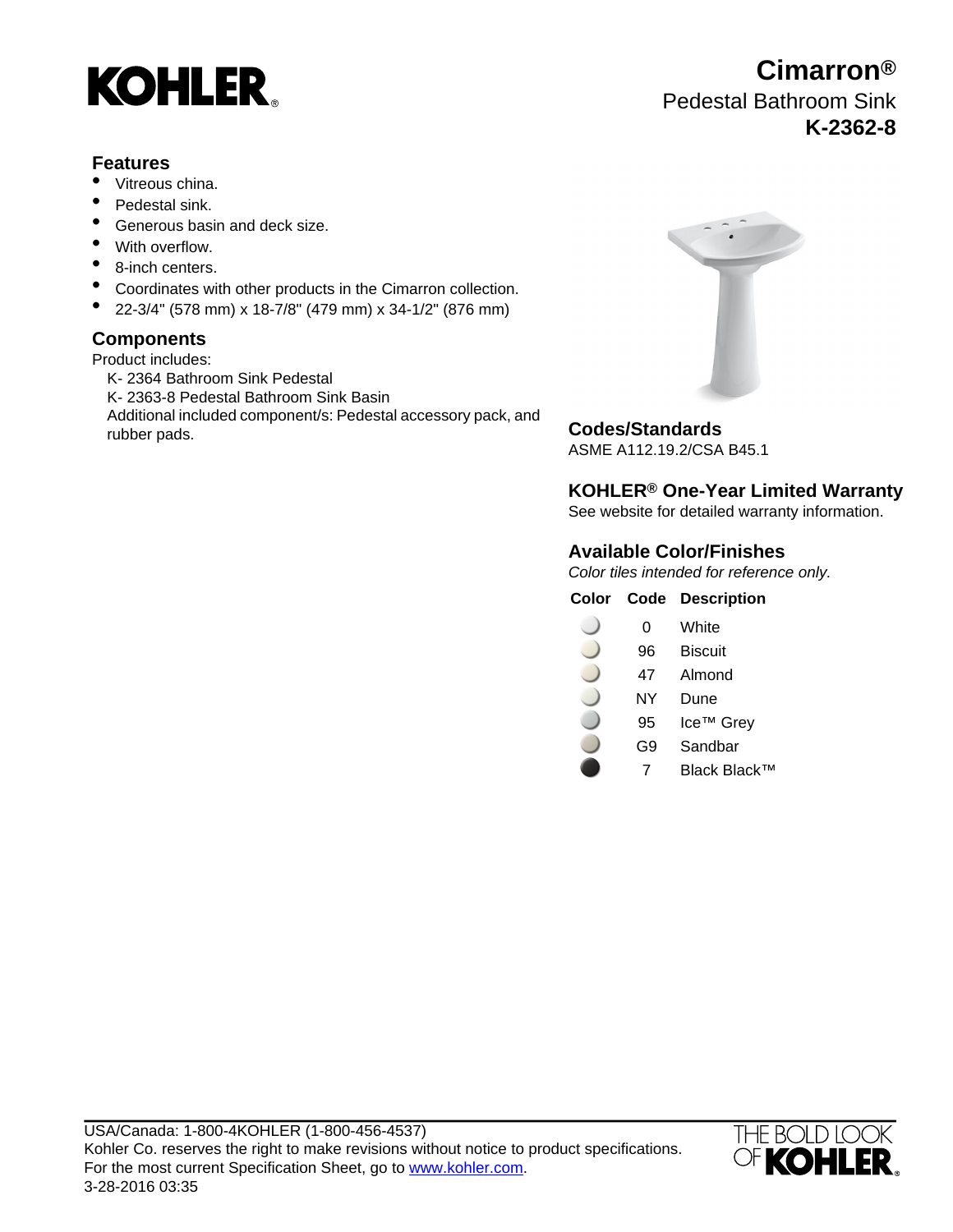KOHLER

# Cimarron®

Pedestal Bathroom Sink

**K-2362-8**

## Features

- Vitreous china.
- Pedestal sink.
- Generous basin and deck size.
- With overflow.
- 8-inch centers.
- Coordinates with other products in the Cimarron collection.
- 22-3/4" (578 mm) x 18-7/8" (479 mm) x 34-1/2" (876 mm)

## Components

Product includes:

K- 2364 Bathroom Sink Pedestal
K- 2363-8 Pedestal Bathroom Sink Basin
Additional included component/s: Pedestal accessory pack, and rubber pads.

## Codes/Standards

ASME A112.19.2/CSA B45.1

## KOHLER® One-Year Limited Warranty

See website for detailed warranty information.

## Available Color/Finishes

*Color tiles intended for reference only.*

| Color | Code | Description |
|---|---|---|
| | 0 | White |
| | 96 | Biscuit |
| | 47 | Almond |
| | NY | Dune |
| | 95 | Ice™ Grey |
| | G9 | Sandbar |
| | 7 | Black Black™ |

USA/Canada: 1-800-4KOHLER (1-800-456-4537)
Kohler Co. reserves the right to make revisions without notice to product specifications.
For the most current Specification Sheet, go to www.kohler.com.
3-28-2016 03:35

THE BOLD LOOK OF KOHLER.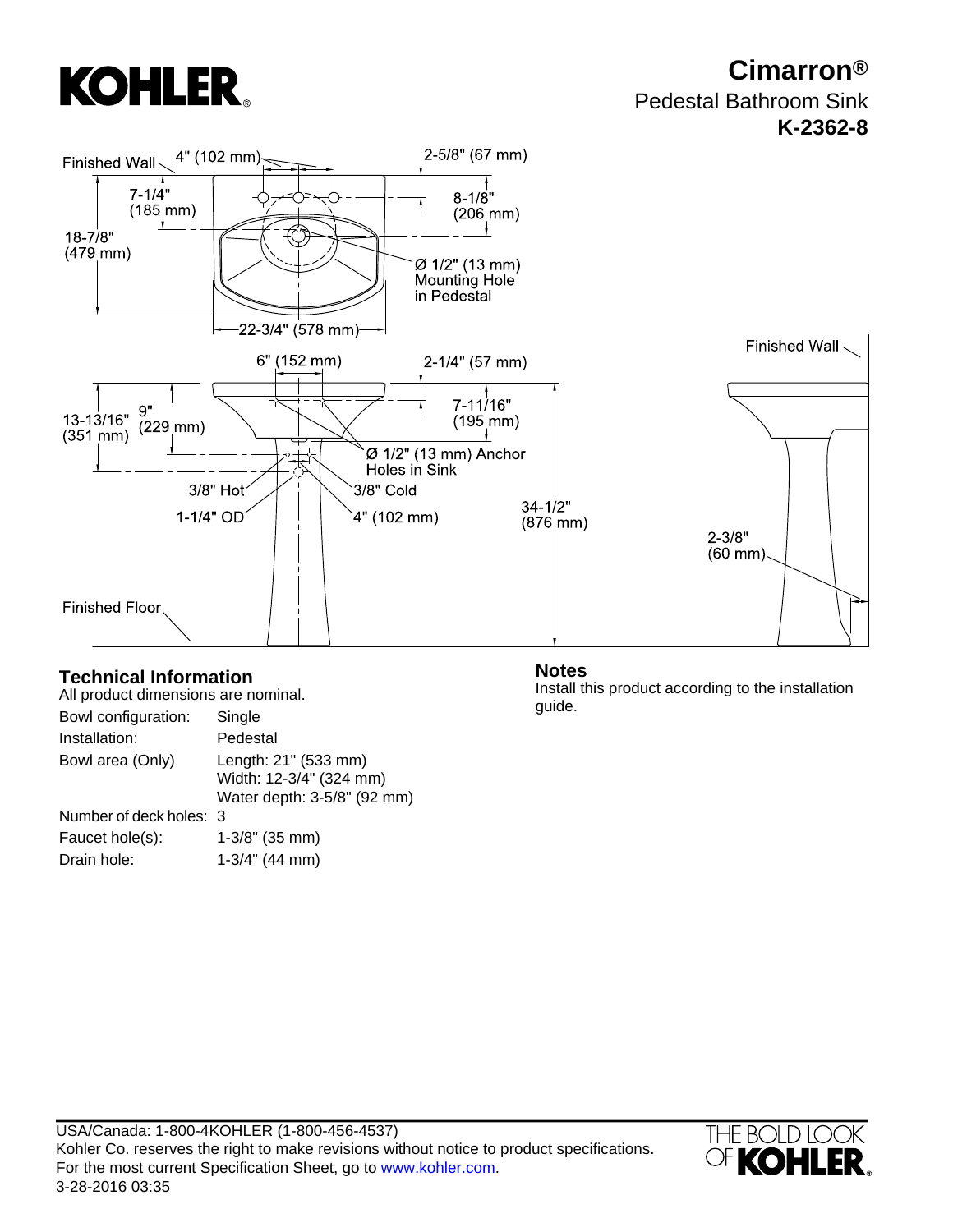# Cimarron®

Pedestal Bathroom Sink

**K-2362-8**

Finished Wall
4" (102 mm)
2-5/8" (67 mm)
7-1/4"
(185 mm)
8-1/8"
(206 mm)
18-7/8"
(479 mm)
Ø 1/2" (13 mm)
Mounting Hole
in Pedestal
22-3/4" (578 mm)

6" (152 mm)
2-1/4" (57 mm)
Finished Wall
13-13/16"
(351 mm)
9"
(229 mm)
7-11/16"
(195 mm)
Ø 1/2" (13 mm) Anchor
Holes in Sink
3/8" Hot
3/8" Cold
1-1/4" OD
4" (102 mm)
34-1/2"
(876 mm)
2-3/8"
(60 mm)
Finished Floor

## Technical Information

All product dimensions are nominal.

| | |
|---|---|
| Bowl configuration: | Single |
| Installation: | Pedestal |
| Bowl area (Only) | Length: 21" (533 mm)<br>Width: 12-3/4" (324 mm)<br>Water depth: 3-5/8" (92 mm) |
| Number of deck holes: | 3 |
| Faucet hole(s): | 1-3/8" (35 mm) |
| Drain hole: | 1-3/4" (44 mm) |

## Notes

Install this product according to the installation guide.

USA/Canada: 1-800-4KOHLER (1-800-456-4537)
Kohler Co. reserves the right to make revisions without notice to product specifications.
For the most current Specification Sheet, go to www.kohler.com.
3-28-2016 03:35